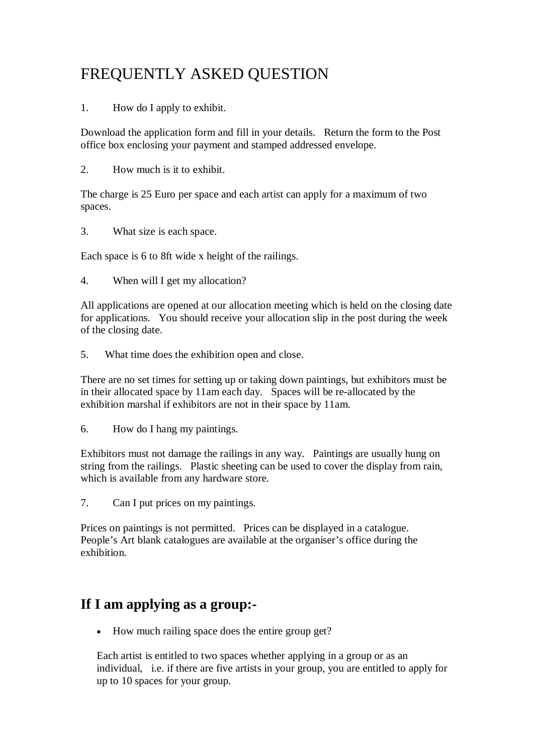# FREQUENTLY ASKED QUESTION

1. How do I apply to exhibit.

Download the application form and fill in your details. Return the form to the Post office box enclosing your payment and stamped addressed envelope.

2. How much is it to exhibit.

The charge is 25 Euro per space and each artist can apply for a maximum of two spaces.

3. What size is each space.

Each space is 6 to 8ft wide x height of the railings.

4. When will I get my allocation?

All applications are opened at our allocation meeting which is held on the closing date for applications. You should receive your allocation slip in the post during the week of the closing date.

5. What time does the exhibition open and close.

There are no set times for setting up or taking down paintings, but exhibitors must be in their allocated space by 11am each day. Spaces will be re-allocated by the exhibition marshal if exhibitors are not in their space by 11am.

6. How do I hang my paintings.

Exhibitors must not damage the railings in any way. Paintings are usually hung on string from the railings. Plastic sheeting can be used to cover the display from rain, which is available from any hardware store.

7. Can I put prices on my paintings.

Prices on paintings is not permitted. Prices can be displayed in a catalogue. People's Art blank catalogues are available at the organiser's office during the exhibition.

## If I am applying as a group:-

- How much railing space does the entire group get?

  Each artist is entitled to two spaces whether applying in a group or as an individual, i.e. if there are five artists in your group, you are entitled to apply for up to 10 spaces for your group.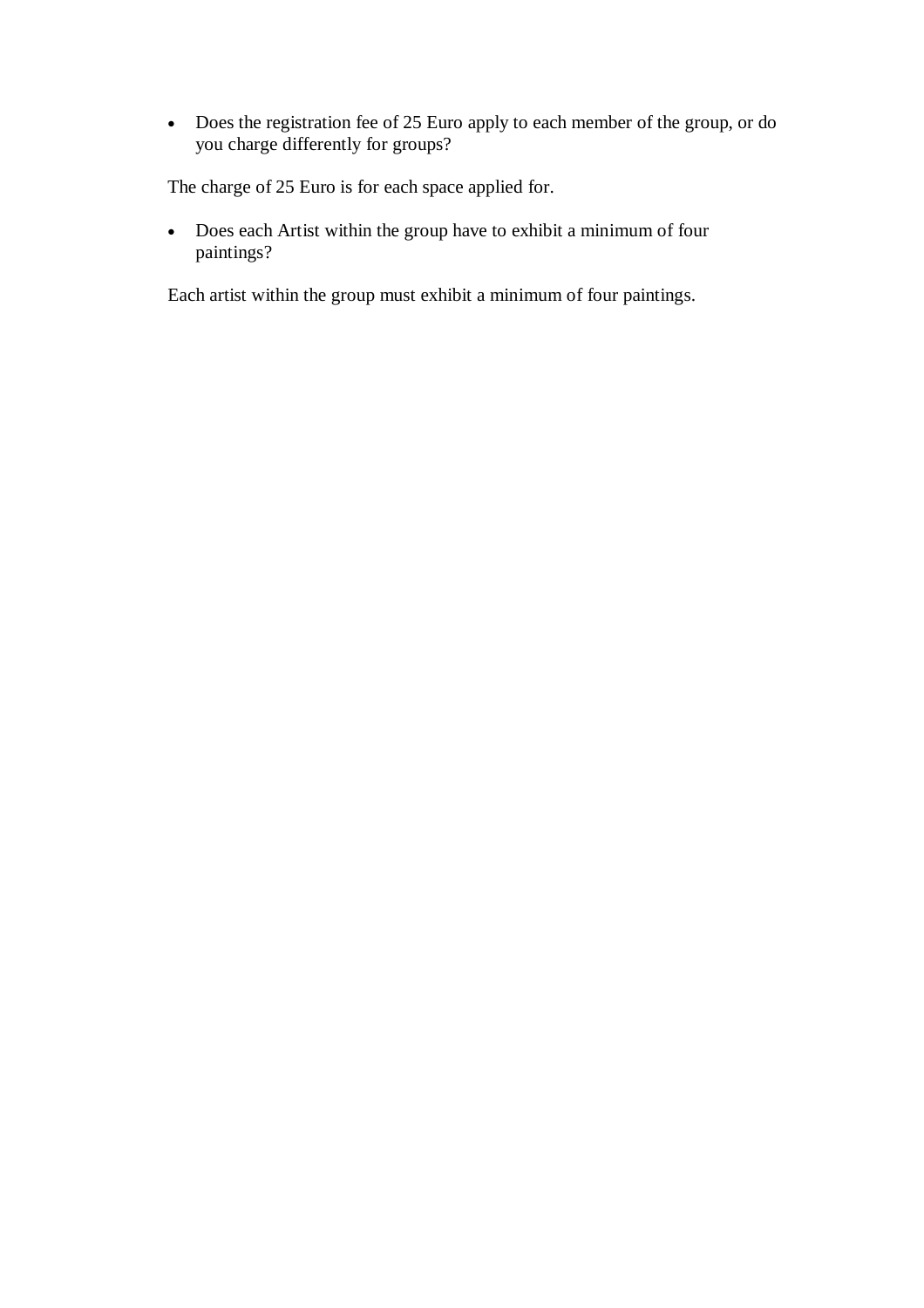- Does the registration fee of 25 Euro apply to each member of the group, or do you charge differently for groups?

The charge of 25 Euro is for each space applied for.

- Does each Artist within the group have to exhibit a minimum of four paintings?

Each artist within the group must exhibit a minimum of four paintings.